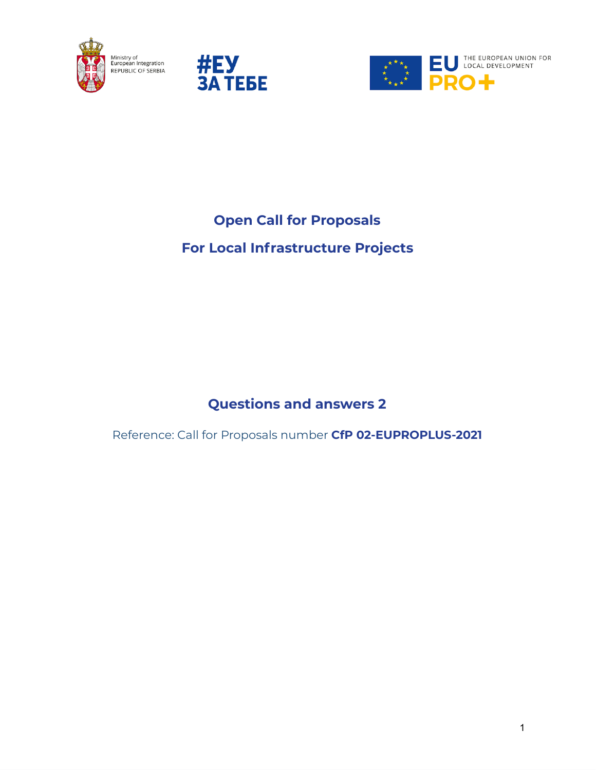Ministry of European Integration REPUBLIC OF SERBIA

#ЕУ ЗА ТЕБЕ

EU PRO+ THE EUROPEAN UNION FOR LOCAL DEVELOPMENT

# Open Call for Proposals

# For Local Infrastructure Projects

## Questions and answers 2

Reference: Call for Proposals number **CfP 02-EUPROPLUS-2021**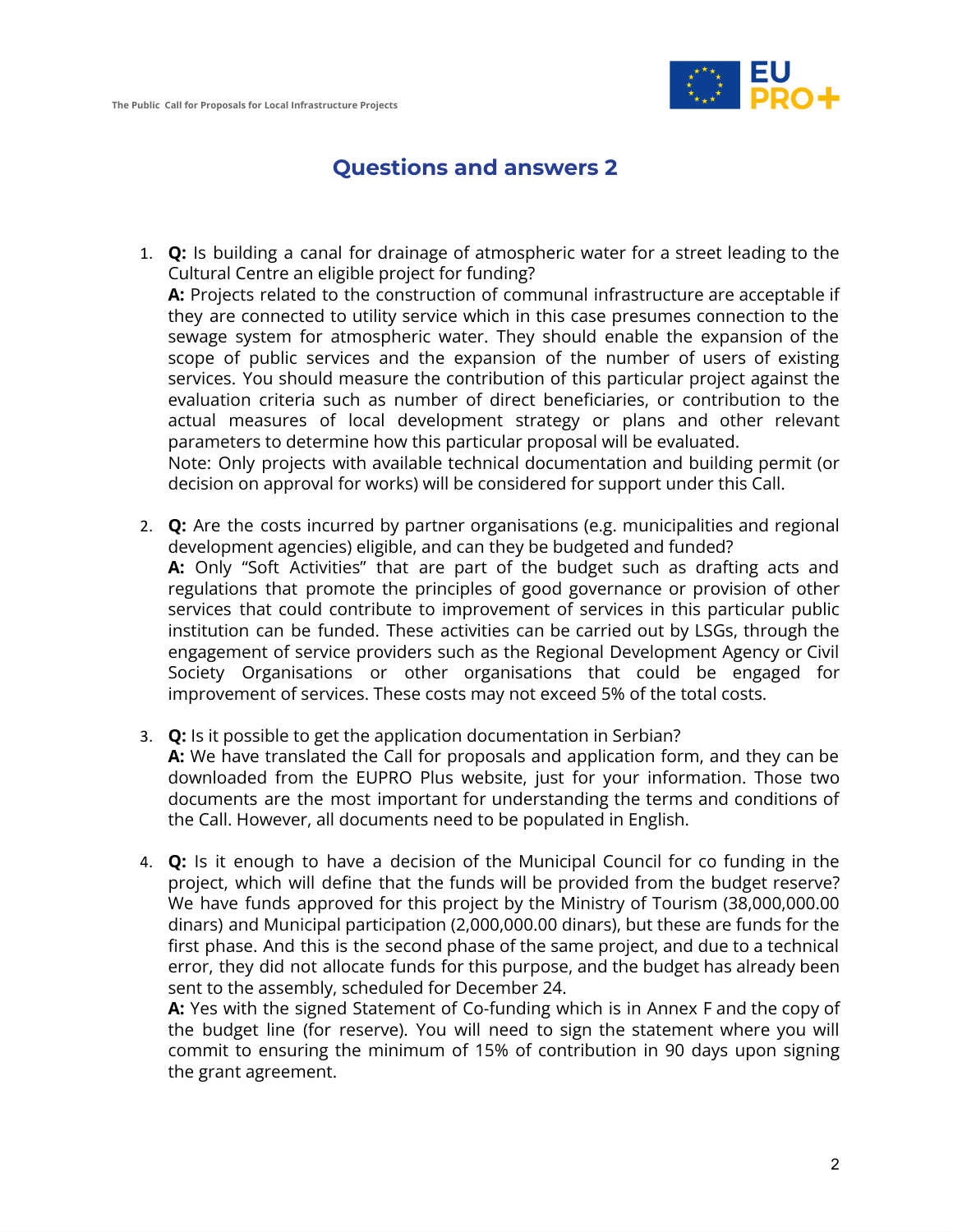## Questions and answers 2

1. **Q:** Is building a canal for drainage of atmospheric water for a street leading to the Cultural Centre an eligible project for funding?
   **A:** Projects related to the construction of communal infrastructure are acceptable if they are connected to utility service which in this case presumes connection to the sewage system for atmospheric water. They should enable the expansion of the scope of public services and the expansion of the number of users of existing services. You should measure the contribution of this particular project against the evaluation criteria such as number of direct beneficiaries, or contribution to the actual measures of local development strategy or plans and other relevant parameters to determine how this particular proposal will be evaluated.
   Note: Only projects with available technical documentation and building permit (or decision on approval for works) will be considered for support under this Call.

2. **Q:** Are the costs incurred by partner organisations (e.g. municipalities and regional development agencies) eligible, and can they be budgeted and funded?
   **A:** Only "Soft Activities" that are part of the budget such as drafting acts and regulations that promote the principles of good governance or provision of other services that could contribute to improvement of services in this particular public institution can be funded. These activities can be carried out by LSGs, through the engagement of service providers such as the Regional Development Agency or Civil Society Organisations or other organisations that could be engaged for improvement of services. These costs may not exceed 5% of the total costs.

3. **Q:** Is it possible to get the application documentation in Serbian?
   **A:** We have translated the Call for proposals and application form, and they can be downloaded from the EUPRO Plus website, just for your information. Those two documents are the most important for understanding the terms and conditions of the Call. However, all documents need to be populated in English.

4. **Q:** Is it enough to have a decision of the Municipal Council for co funding in the project, which will define that the funds will be provided from the budget reserve? We have funds approved for this project by the Ministry of Tourism (38,000,000.00 dinars) and Municipal participation (2,000,000.00 dinars), but these are funds for the first phase. And this is the second phase of the same project, and due to a technical error, they did not allocate funds for this purpose, and the budget has already been sent to the assembly, scheduled for December 24.
   **A:** Yes with the signed Statement of Co-funding which is in Annex F and the copy of the budget line (for reserve). You will need to sign the statement where you will commit to ensuring the minimum of 15% of contribution in 90 days upon signing the grant agreement.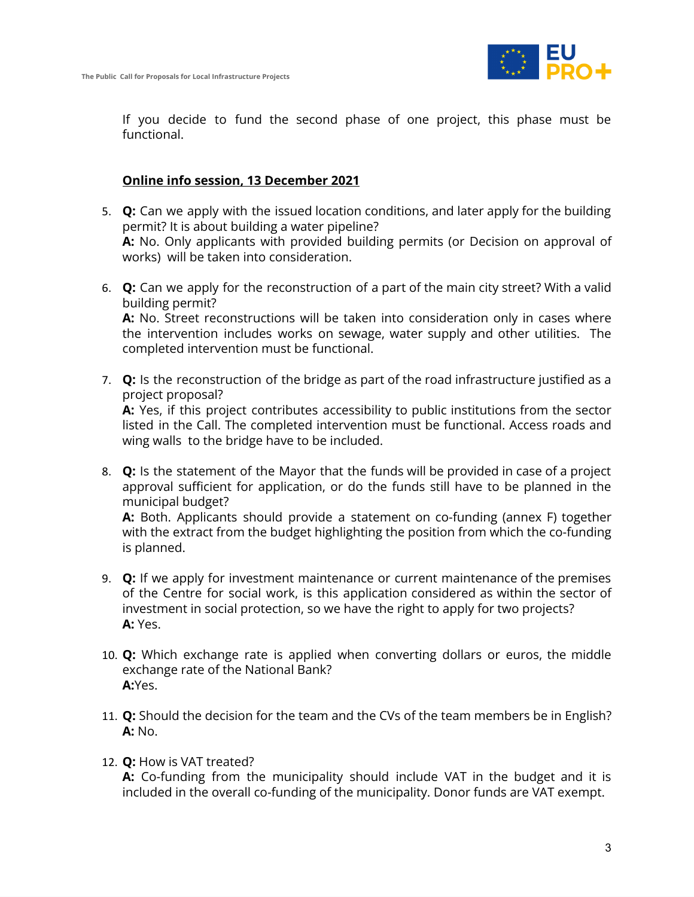If you decide to fund the second phase of one project, this phase must be functional.

**Online info session, 13 December 2021**

5. **Q:** Can we apply with the issued location conditions, and later apply for the building permit? It is about building a water pipeline?
   **A:** No. Only applicants with provided building permits (or Decision on approval of works) will be taken into consideration.

6. **Q:** Can we apply for the reconstruction of a part of the main city street? With a valid building permit?
   **A:** No. Street reconstructions will be taken into consideration only in cases where the intervention includes works on sewage, water supply and other utilities. The completed intervention must be functional.

7. **Q:** Is the reconstruction of the bridge as part of the road infrastructure justified as a project proposal?
   **A:** Yes, if this project contributes accessibility to public institutions from the sector listed in the Call. The completed intervention must be functional. Access roads and wing walls to the bridge have to be included.

8. **Q:** Is the statement of the Mayor that the funds will be provided in case of a project approval sufficient for application, or do the funds still have to be planned in the municipal budget?
   **A:** Both. Applicants should provide a statement on co-funding (annex F) together with the extract from the budget highlighting the position from which the co-funding is planned.

9. **Q:** If we apply for investment maintenance or current maintenance of the premises of the Centre for social work, is this application considered as within the sector of investment in social protection, so we have the right to apply for two projects?
   **A:** Yes.

10. **Q:** Which exchange rate is applied when converting dollars or euros, the middle exchange rate of the National Bank?
    **A:**Yes.

11. **Q:** Should the decision for the team and the CVs of the team members be in English?
    **A:** No.

12. **Q:** How is VAT treated?
    **A:** Co-funding from the municipality should include VAT in the budget and it is included in the overall co-funding of the municipality. Donor funds are VAT exempt.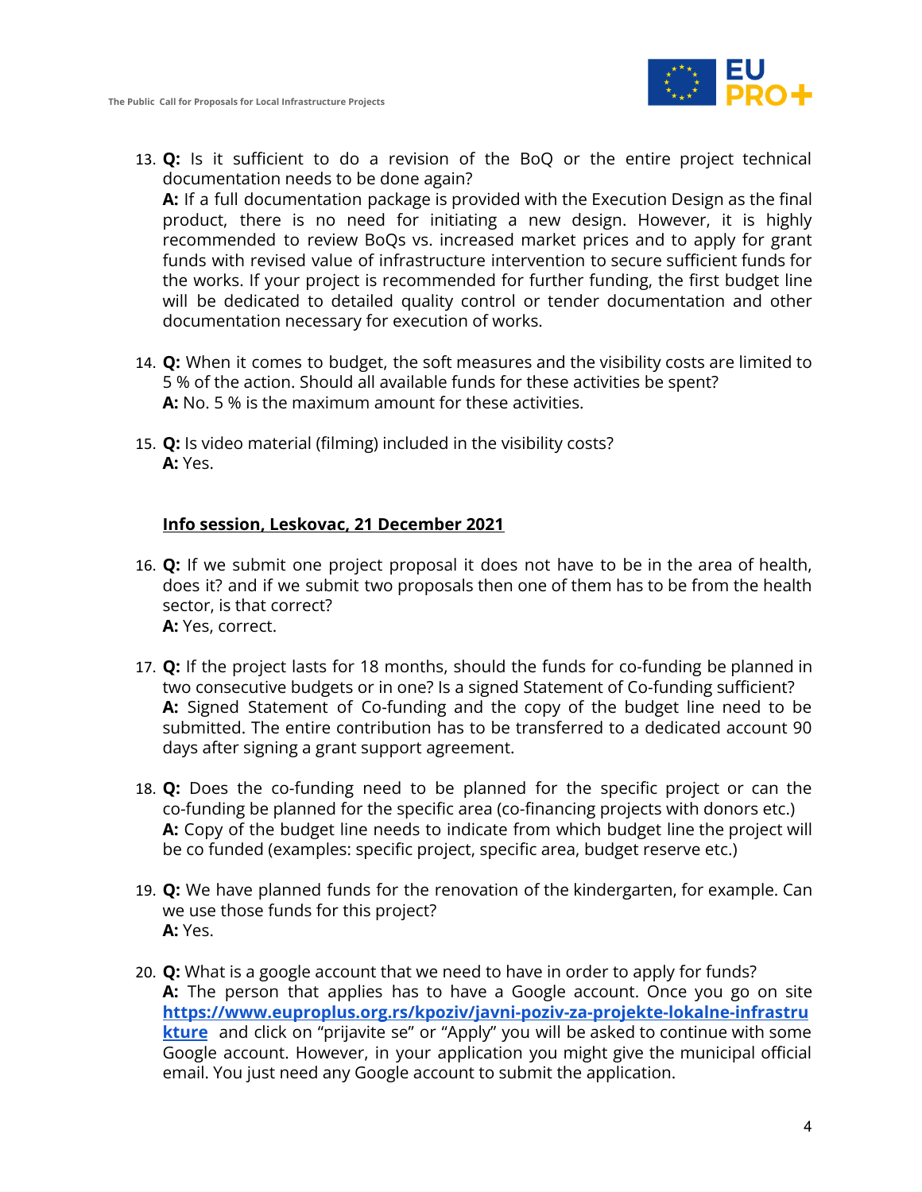13. **Q:** Is it sufficient to do a revision of the BoQ or the entire project technical documentation needs to be done again?
**A:** If a full documentation package is provided with the Execution Design as the final product, there is no need for initiating a new design. However, it is highly recommended to review BoQs vs. increased market prices and to apply for grant funds with revised value of infrastructure intervention to secure sufficient funds for the works. If your project is recommended for further funding, the first budget line will be dedicated to detailed quality control or tender documentation and other documentation necessary for execution of works.

14. **Q:** When it comes to budget, the soft measures and the visibility costs are limited to 5 % of the action. Should all available funds for these activities be spent?
**A:** No. 5 % is the maximum amount for these activities.

15. **Q:** Is video material (filming) included in the visibility costs?
**A:** Yes.

**Info session, Leskovac, 21 December 2021**

16. **Q:** If we submit one project proposal it does not have to be in the area of health, does it? and if we submit two proposals then one of them has to be from the health sector, is that correct?
**A:** Yes, correct.

17. **Q:** If the project lasts for 18 months, should the funds for co-funding be planned in two consecutive budgets or in one? Is a signed Statement of Co-funding sufficient?
**A:** Signed Statement of Co-funding and the copy of the budget line need to be submitted. The entire contribution has to be transferred to a dedicated account 90 days after signing a grant support agreement.

18. **Q:** Does the co-funding need to be planned for the specific project or can the co-funding be planned for the specific area (co-financing projects with donors etc.)
**A:** Copy of the budget line needs to indicate from which budget line the project will be co funded (examples: specific project, specific area, budget reserve etc.)

19. **Q:** We have planned funds for the renovation of the kindergarten, for example. Can we use those funds for this project?
**A:** Yes.

20. **Q:** What is a google account that we need to have in order to apply for funds?
**A:** The person that applies has to have a Google account. Once you go on site [https://www.euproplus.org.rs/kpoziv/javni-poziv-za-projekte-lokalne-infrastrukture](https://www.euproplus.org.rs/kpoziv/javni-poziv-za-projekte-lokalne-infrastrukture) and click on "prijavite se" or "Apply" you will be asked to continue with some Google account. However, in your application you might give the municipal official email. You just need any Google account to submit the application.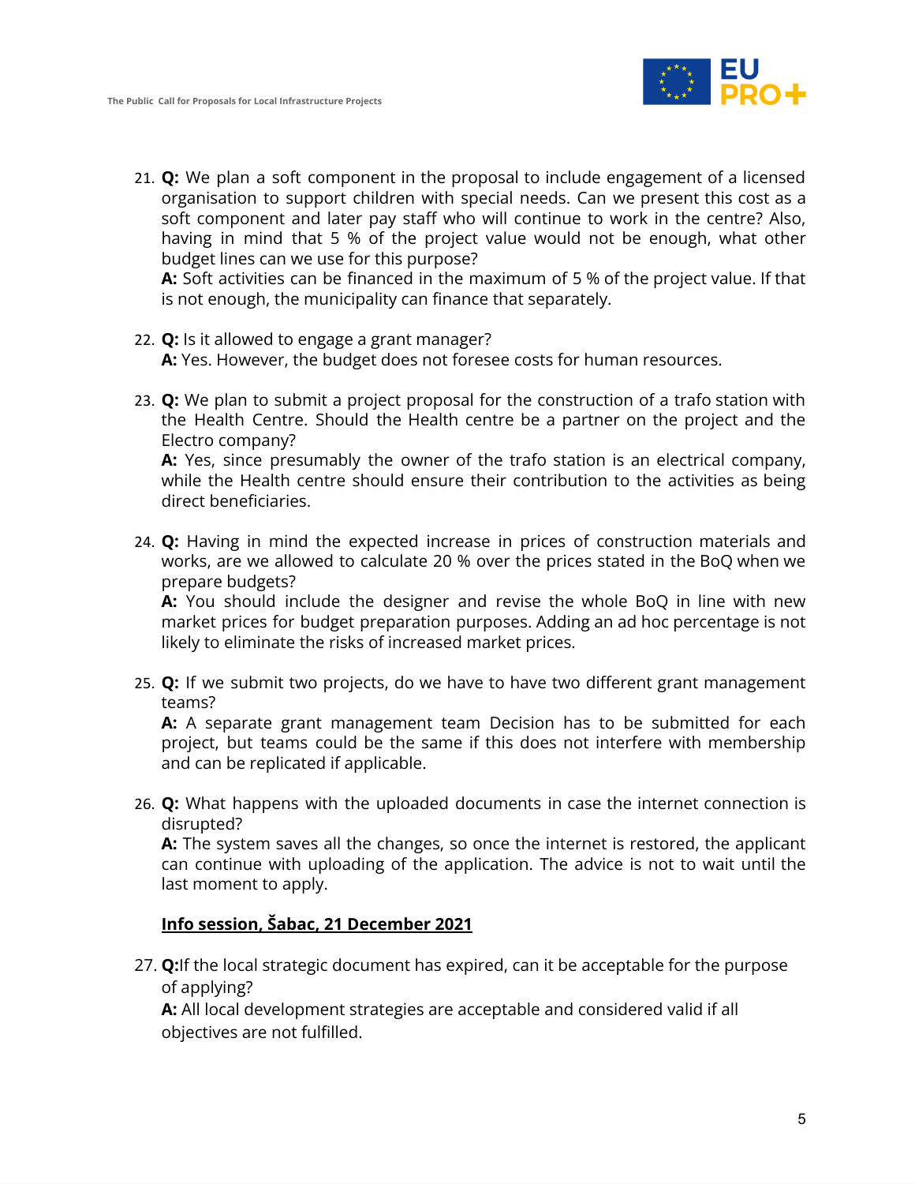21. **Q:** We plan a soft component in the proposal to include engagement of a licensed organisation to support children with special needs. Can we present this cost as a soft component and later pay staff who will continue to work in the centre? Also, having in mind that 5 % of the project value would not be enough, what other budget lines can we use for this purpose?
    **A:** Soft activities can be financed in the maximum of 5 % of the project value. If that is not enough, the municipality can finance that separately.

22. **Q:** Is it allowed to engage a grant manager?
    **A:** Yes. However, the budget does not foresee costs for human resources.

23. **Q:** We plan to submit a project proposal for the construction of a trafo station with the Health Centre. Should the Health centre be a partner on the project and the Electro company?
    **A:** Yes, since presumably the owner of the trafo station is an electrical company, while the Health centre should ensure their contribution to the activities as being direct beneficiaries.

24. **Q:** Having in mind the expected increase in prices of construction materials and works, are we allowed to calculate 20 % over the prices stated in the BoQ when we prepare budgets?
    **A:** You should include the designer and revise the whole BoQ in line with new market prices for budget preparation purposes. Adding an ad hoc percentage is not likely to eliminate the risks of increased market prices.

25. **Q:** If we submit two projects, do we have to have two different grant management teams?
    **A:** A separate grant management team Decision has to be submitted for each project, but teams could be the same if this does not interfere with membership and can be replicated if applicable.

26. **Q:** What happens with the uploaded documents in case the internet connection is disrupted?
    **A:** The system saves all the changes, so once the internet is restored, the applicant can continue with uploading of the application. The advice is not to wait until the last moment to apply.

**<u>Info session, Šabac, 21 December 2021</u>**

27. **Q:**If the local strategic document has expired, can it be acceptable for the purpose of applying?
    **A:** All local development strategies are acceptable and considered valid if all objectives are not fulfilled.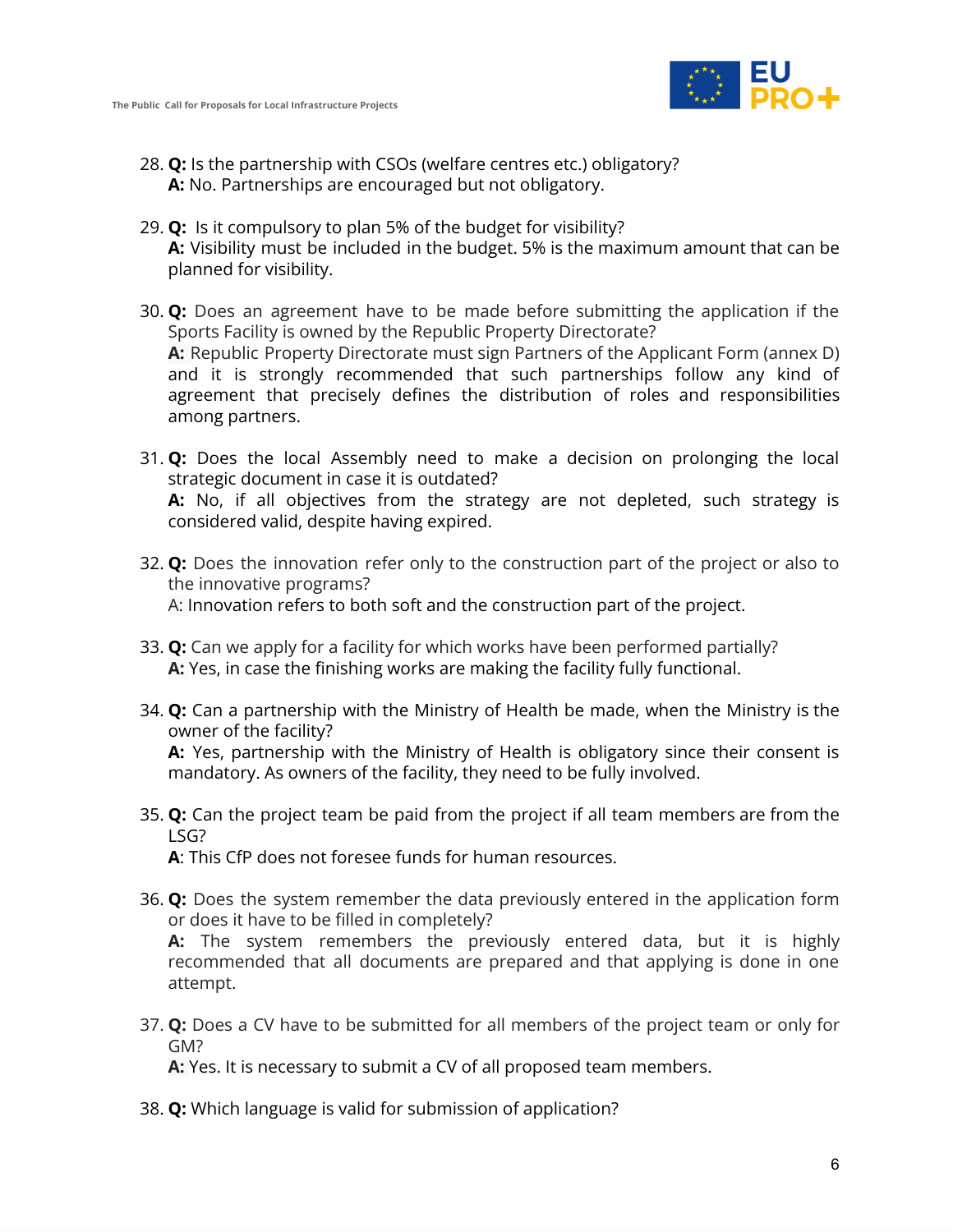28. **Q:** Is the partnership with CSOs (welfare centres etc.) obligatory?
    **A:** No. Partnerships are encouraged but not obligatory.

29. **Q:** Is it compulsory to plan 5% of the budget for visibility?
    **A:** Visibility must be included in the budget. 5% is the maximum amount that can be planned for visibility.

30. **Q:** Does an agreement have to be made before submitting the application if the Sports Facility is owned by the Republic Property Directorate?
    **A:** Republic Property Directorate must sign Partners of the Applicant Form (annex D) and it is strongly recommended that such partnerships follow any kind of agreement that precisely defines the distribution of roles and responsibilities among partners.

31. **Q:** Does the local Assembly need to make a decision on prolonging the local strategic document in case it is outdated?
    **A:** No, if all objectives from the strategy are not depleted, such strategy is considered valid, despite having expired.

32. **Q:** Does the innovation refer only to the construction part of the project or also to the innovative programs?
    A: Innovation refers to both soft and the construction part of the project.

33. **Q:** Can we apply for a facility for which works have been performed partially?
    **A:** Yes, in case the finishing works are making the facility fully functional.

34. **Q:** Can a partnership with the Ministry of Health be made, when the Ministry is the owner of the facility?
    **A:** Yes, partnership with the Ministry of Health is obligatory since their consent is mandatory. As owners of the facility, they need to be fully involved.

35. **Q:** Can the project team be paid from the project if all team members are from the LSG?
    **A**: This CfP does not foresee funds for human resources.

36. **Q:** Does the system remember the data previously entered in the application form or does it have to be filled in completely?
    **A:** The system remembers the previously entered data, but it is highly recommended that all documents are prepared and that applying is done in one attempt.

37. **Q:** Does a CV have to be submitted for all members of the project team or only for GM?
    **A:** Yes. It is necessary to submit a CV of all proposed team members.

38. **Q:** Which language is valid for submission of application?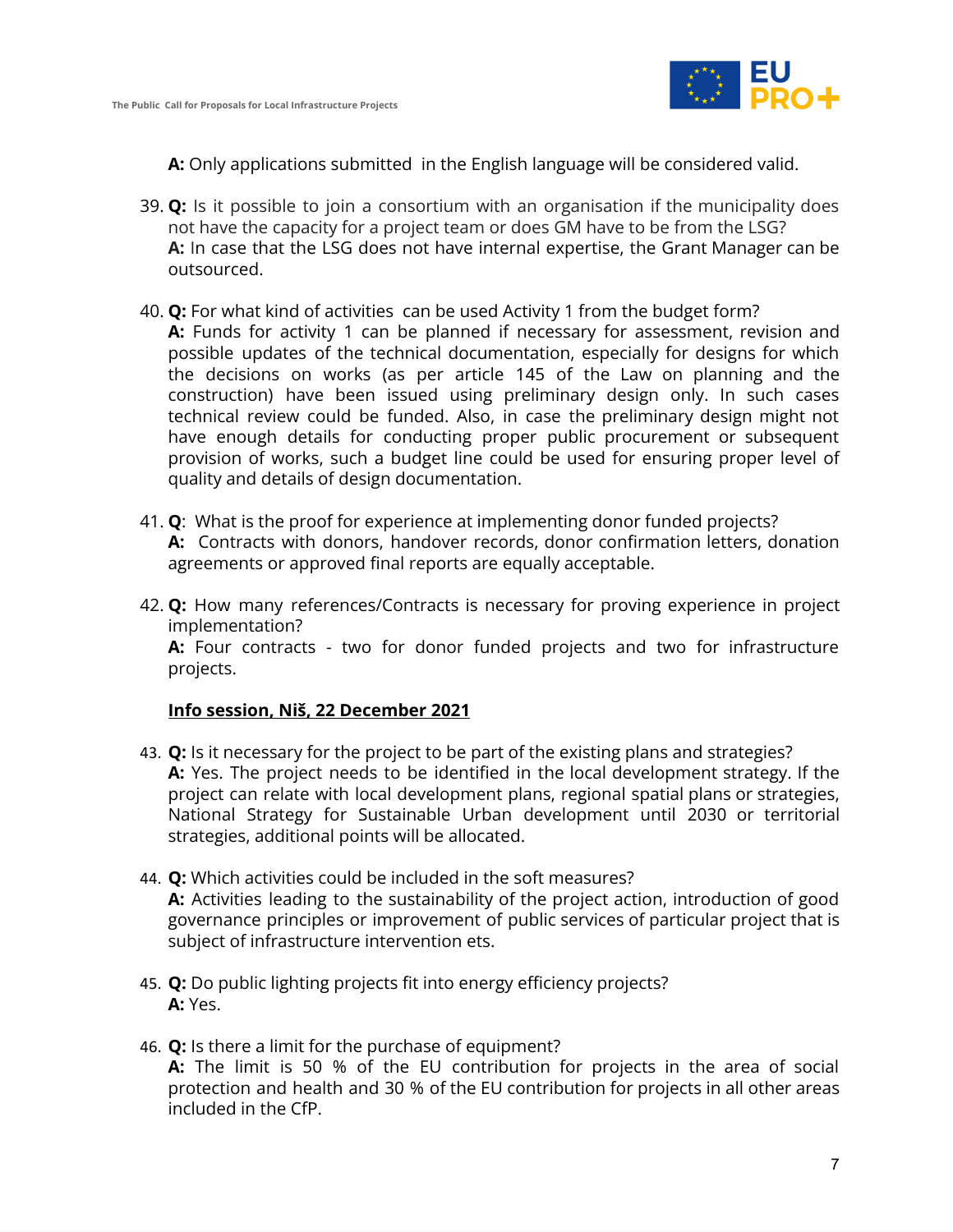**A:** Only applications submitted in the English language will be considered valid.

39. **Q:** Is it possible to join a consortium with an organisation if the municipality does not have the capacity for a project team or does GM have to be from the LSG?
**A:** In case that the LSG does not have internal expertise, the Grant Manager can be outsourced.

40. **Q:** For what kind of activities can be used Activity 1 from the budget form?
**A:** Funds for activity 1 can be planned if necessary for assessment, revision and possible updates of the technical documentation, especially for designs for which the decisions on works (as per article 145 of the Law on planning and the construction) have been issued using preliminary design only. In such cases technical review could be funded. Also, in case the preliminary design might not have enough details for conducting proper public procurement or subsequent provision of works, such a budget line could be used for ensuring proper level of quality and details of design documentation.

41. **Q**: What is the proof for experience at implementing donor funded projects?
**A:** Contracts with donors, handover records, donor confirmation letters, donation agreements or approved final reports are equally acceptable.

42. **Q:** How many references/Contracts is necessary for proving experience in project implementation?
**A:** Four contracts - two for donor funded projects and two for infrastructure projects.

**Info session, Niš, 22 December 2021**

43. **Q:** Is it necessary for the project to be part of the existing plans and strategies?
**A:** Yes. The project needs to be identified in the local development strategy. If the project can relate with local development plans, regional spatial plans or strategies, National Strategy for Sustainable Urban development until 2030 or territorial strategies, additional points will be allocated.

44. **Q:** Which activities could be included in the soft measures?
**A:** Activities leading to the sustainability of the project action, introduction of good governance principles or improvement of public services of particular project that is subject of infrastructure intervention ets.

45. **Q:** Do public lighting projects fit into energy efficiency projects?
**A:** Yes.

46. **Q:** Is there a limit for the purchase of equipment?
**A:** The limit is 50 % of the EU contribution for projects in the area of social protection and health and 30 % of the EU contribution for projects in all other areas included in the CfP.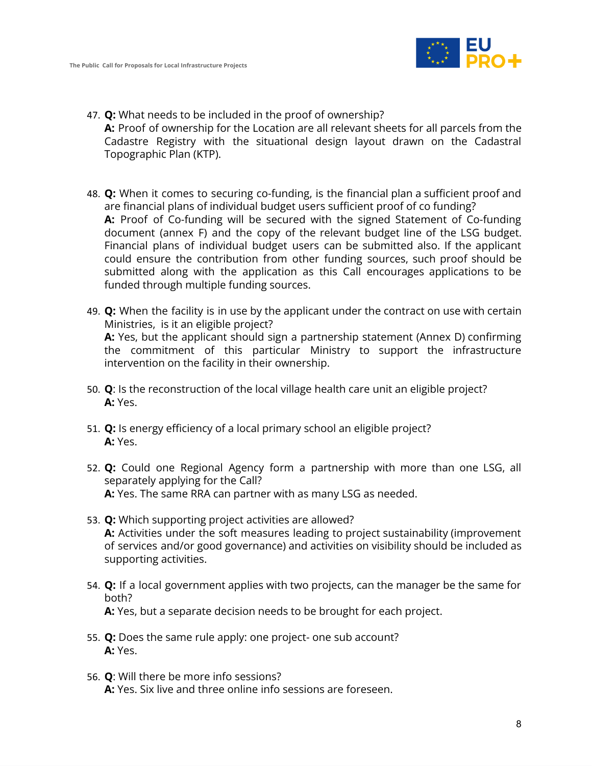47. **Q:** What needs to be included in the proof of ownership?
    **A:** Proof of ownership for the Location are all relevant sheets for all parcels from the Cadastre Registry with the situational design layout drawn on the Cadastral Topographic Plan (KTP).

48. **Q:** When it comes to securing co-funding, is the financial plan a sufficient proof and are financial plans of individual budget users sufficient proof of co funding?
    **A:** Proof of Co-funding will be secured with the signed Statement of Co-funding document (annex F) and the copy of the relevant budget line of the LSG budget. Financial plans of individual budget users can be submitted also. If the applicant could ensure the contribution from other funding sources, such proof should be submitted along with the application as this Call encourages applications to be funded through multiple funding sources.

49. **Q:** When the facility is in use by the applicant under the contract on use with certain Ministries, is it an eligible project?
    **A:** Yes, but the applicant should sign a partnership statement (Annex D) confirming the commitment of this particular Ministry to support the infrastructure intervention on the facility in their ownership.

50. **Q**: Is the reconstruction of the local village health care unit an eligible project?
    **A:** Yes.

51. **Q:** Is energy efficiency of a local primary school an eligible project?
    **A:** Yes.

52. **Q:** Could one Regional Agency form a partnership with more than one LSG, all separately applying for the Call?
    **A:** Yes. The same RRA can partner with as many LSG as needed.

53. **Q:** Which supporting project activities are allowed?
    **A:** Activities under the soft measures leading to project sustainability (improvement of services and/or good governance) and activities on visibility should be included as supporting activities.

54. **Q:** If a local government applies with two projects, can the manager be the same for both?
    **A:** Yes, but a separate decision needs to be brought for each project.

55. **Q:** Does the same rule apply: one project- one sub account?
    **A:** Yes.

56. **Q**: Will there be more info sessions?
    **A:** Yes. Six live and three online info sessions are foreseen.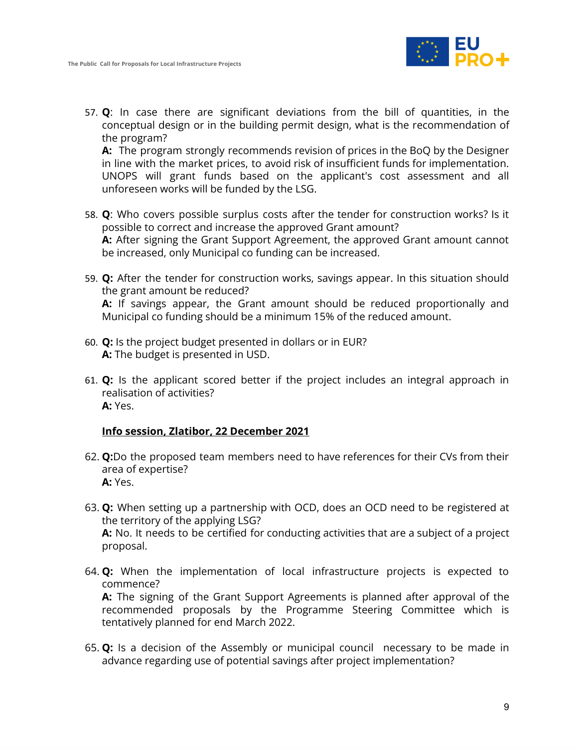57. **Q**: In case there are significant deviations from the bill of quantities, in the conceptual design or in the building permit design, what is the recommendation of the program?
    **A:** The program strongly recommends revision of prices in the BoQ by the Designer in line with the market prices, to avoid risk of insufficient funds for implementation. UNOPS will grant funds based on the applicant's cost assessment and all unforeseen works will be funded by the LSG.

58. **Q**: Who covers possible surplus costs after the tender for construction works? Is it possible to correct and increase the approved Grant amount?
    **A:** After signing the Grant Support Agreement, the approved Grant amount cannot be increased, only Municipal co funding can be increased.

59. **Q:** After the tender for construction works, savings appear. In this situation should the grant amount be reduced?
    **A:** If savings appear, the Grant amount should be reduced proportionally and Municipal co funding should be a minimum 15% of the reduced amount.

60. **Q:** Is the project budget presented in dollars or in EUR?
    **A:** The budget is presented in USD.

61. **Q:** Is the applicant scored better if the project includes an integral approach in realisation of activities?
    **A:** Yes.

**<u>Info session, Zlatibor, 22 December 2021</u>**

62. **Q:**Do the proposed team members need to have references for their CVs from their area of expertise?
    **A:** Yes.

63. **Q:** When setting up a partnership with OCD, does an OCD need to be registered at the territory of the applying LSG?
    **A:** No. It needs to be certified for conducting activities that are a subject of a project proposal.

64. **Q:** When the implementation of local infrastructure projects is expected to commence?
    **A:** The signing of the Grant Support Agreements is planned after approval of the recommended proposals by the Programme Steering Committee which is tentatively planned for end March 2022.

65. **Q:** Is a decision of the Assembly or municipal council necessary to be made in advance regarding use of potential savings after project implementation?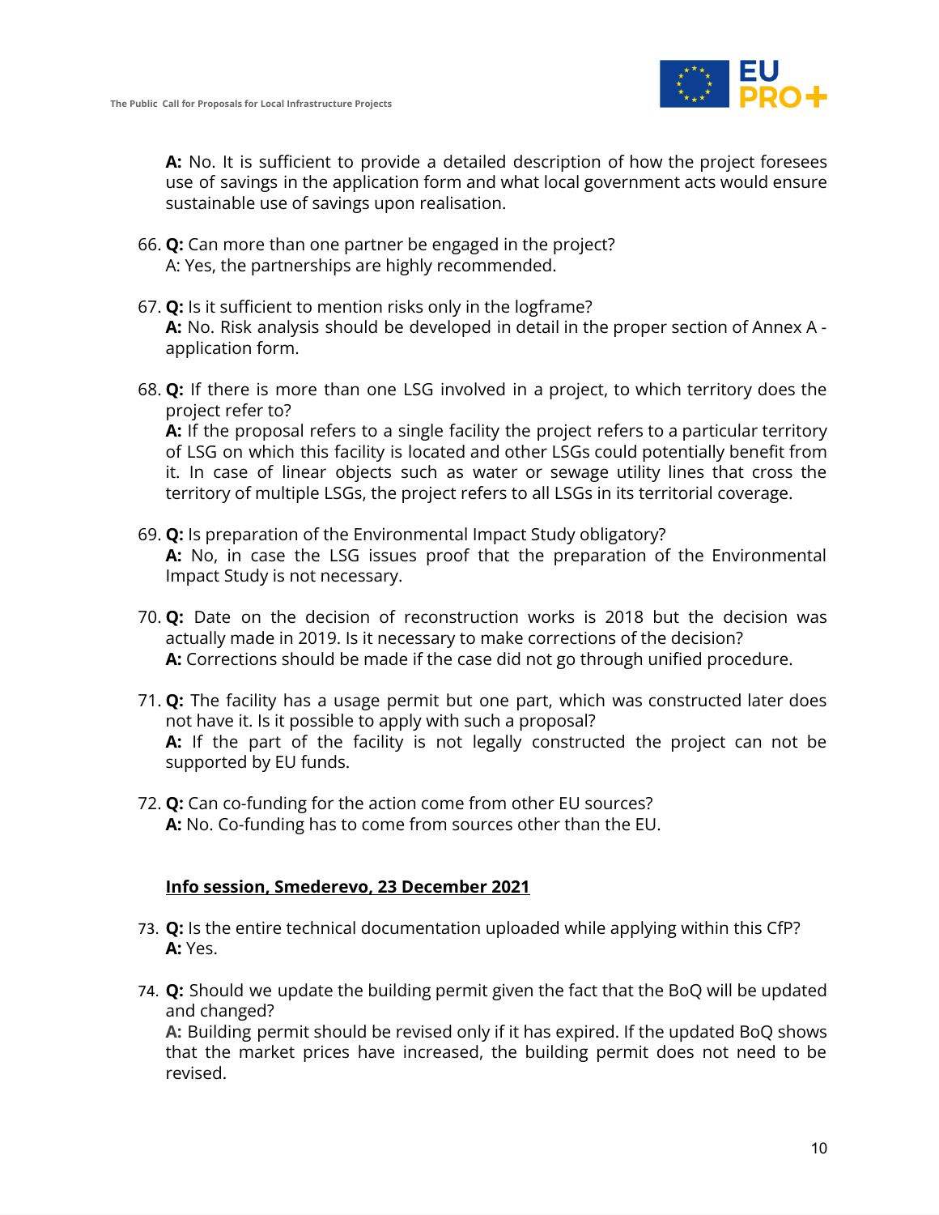**A:** No. It is sufficient to provide a detailed description of how the project foresees use of savings in the application form and what local government acts would ensure sustainable use of savings upon realisation.

66. **Q:** Can more than one partner be engaged in the project?
    A: Yes, the partnerships are highly recommended.

67. **Q:** Is it sufficient to mention risks only in the logframe?
    **A:** No. Risk analysis should be developed in detail in the proper section of Annex A - application form.

68. **Q:** If there is more than one LSG involved in a project, to which territory does the project refer to?
    **A:** If the proposal refers to a single facility the project refers to a particular territory of LSG on which this facility is located and other LSGs could potentially benefit from it. In case of linear objects such as water or sewage utility lines that cross the territory of multiple LSGs, the project refers to all LSGs in its territorial coverage.

69. **Q:** Is preparation of the Environmental Impact Study obligatory?
    **A:** No, in case the LSG issues proof that the preparation of the Environmental Impact Study is not necessary.

70. **Q:** Date on the decision of reconstruction works is 2018 but the decision was actually made in 2019. Is it necessary to make corrections of the decision?
    **A:** Corrections should be made if the case did not go through unified procedure.

71. **Q:** The facility has a usage permit but one part, which was constructed later does not have it. Is it possible to apply with such a proposal?
    **A:** If the part of the facility is not legally constructed the project can not be supported by EU funds.

72. **Q:** Can co-funding for the action come from other EU sources?
    **A:** No. Co-funding has to come from sources other than the EU.

**Info session, Smederevo, 23 December 2021**

73. **Q:** Is the entire technical documentation uploaded while applying within this CfP?
    **A:** Yes.

74. **Q:** Should we update the building permit given the fact that the BoQ will be updated and changed?
    **A:** Building permit should be revised only if it has expired. If the updated BoQ shows that the market prices have increased, the building permit does not need to be revised.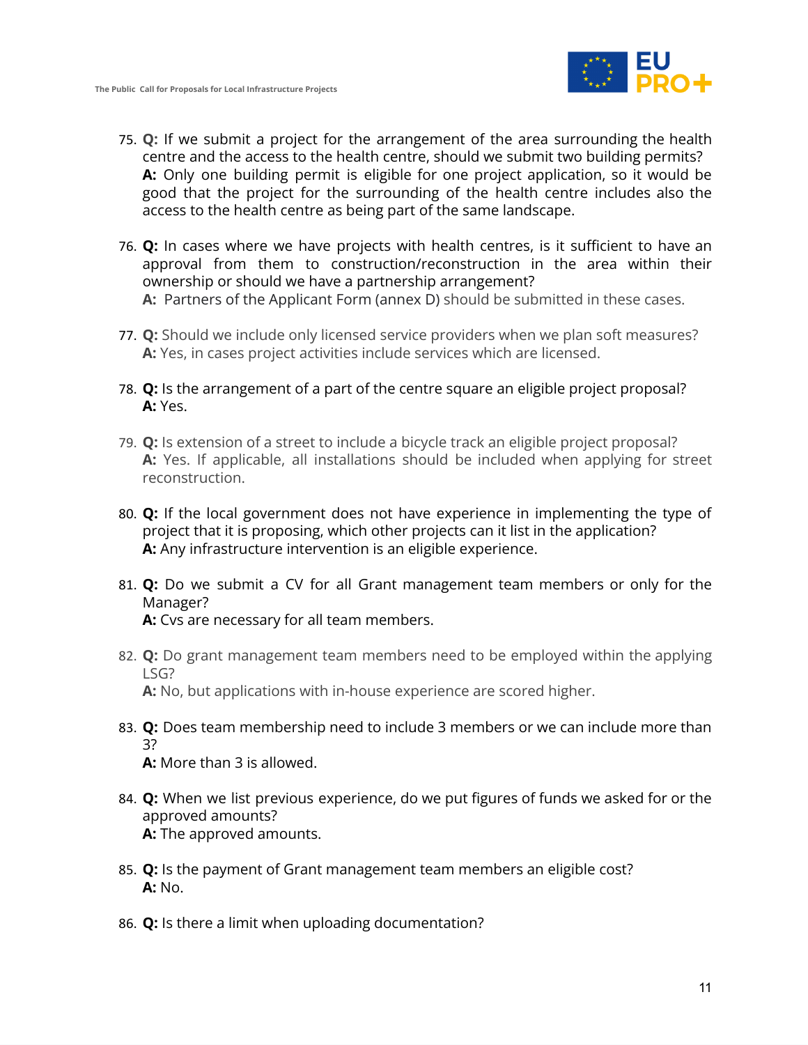75. **Q:** If we submit a project for the arrangement of the area surrounding the health centre and the access to the health centre, should we submit two building permits?
   **A:** Only one building permit is eligible for one project application, so it would be good that the project for the surrounding of the health centre includes also the access to the health centre as being part of the same landscape.

76. **Q:** In cases where we have projects with health centres, is it sufficient to have an approval from them to construction/reconstruction in the area within their ownership or should we have a partnership arrangement?
   **A:** Partners of the Applicant Form (annex D) should be submitted in these cases.

77. **Q:** Should we include only licensed service providers when we plan soft measures?
   **A:** Yes, in cases project activities include services which are licensed.

78. **Q:** Is the arrangement of a part of the centre square an eligible project proposal?
   **A:** Yes.

79. **Q:** Is extension of a street to include a bicycle track an eligible project proposal?
   **A:** Yes. If applicable, all installations should be included when applying for street reconstruction.

80. **Q:** If the local government does not have experience in implementing the type of project that it is proposing, which other projects can it list in the application?
   **A:** Any infrastructure intervention is an eligible experience.

81. **Q:** Do we submit a CV for all Grant management team members or only for the Manager?
   **A:** Cvs are necessary for all team members.

82. **Q:** Do grant management team members need to be employed within the applying LSG?
   **A:** No, but applications with in-house experience are scored higher.

83. **Q:** Does team membership need to include 3 members or we can include more than 3?
   **A:** More than 3 is allowed.

84. **Q:** When we list previous experience, do we put figures of funds we asked for or the approved amounts?
   **A:** The approved amounts.

85. **Q:** Is the payment of Grant management team members an eligible cost?
   **A:** No.

86. **Q:** Is there a limit when uploading documentation?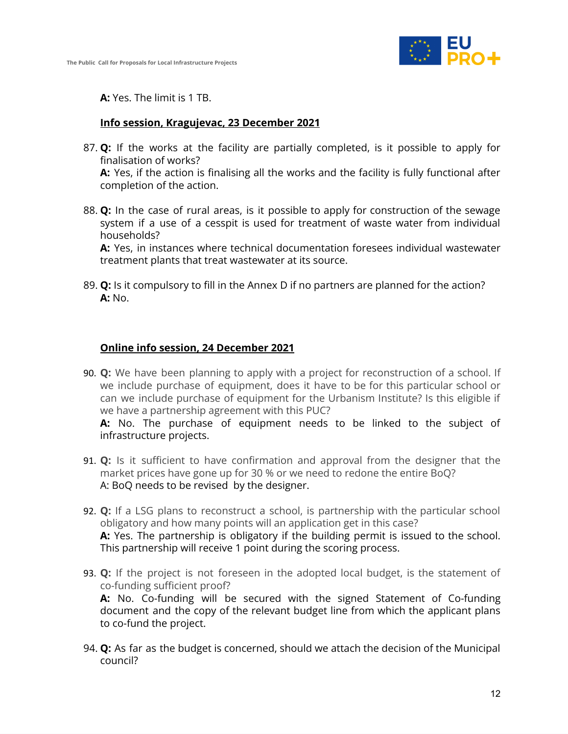**A:** Yes. The limit is 1 TB.

**Info session, Kragujevac, 23 December 2021**

87. **Q:** If the works at the facility are partially completed, is it possible to apply for finalisation of works?
**A:** Yes, if the action is finalising all the works and the facility is fully functional after completion of the action.

88. **Q:** In the case of rural areas, is it possible to apply for construction of the sewage system if a use of a cesspit is used for treatment of waste water from individual households?
**A:** Yes, in instances where technical documentation foresees individual wastewater treatment plants that treat wastewater at its source.

89. **Q:** Is it compulsory to fill in the Annex D if no partners are planned for the action?
**A:** No.

**Online info session, 24 December 2021**

90. **Q:** We have been planning to apply with a project for reconstruction of a school. If we include purchase of equipment, does it have to be for this particular school or can we include purchase of equipment for the Urbanism Institute? Is this eligible if we have a partnership agreement with this PUC?
**A:** No. The purchase of equipment needs to be linked to the subject of infrastructure projects.

91. **Q:** Is it sufficient to have confirmation and approval from the designer that the market prices have gone up for 30 % or we need to redone the entire BoQ?
A: BoQ needs to be revised by the designer.

92. **Q:** If a LSG plans to reconstruct a school, is partnership with the particular school obligatory and how many points will an application get in this case?
**A:** Yes. The partnership is obligatory if the building permit is issued to the school. This partnership will receive 1 point during the scoring process.

93. **Q:** If the project is not foreseen in the adopted local budget, is the statement of co-funding sufficient proof?
**A:** No. Co-funding will be secured with the signed Statement of Co-funding document and the copy of the relevant budget line from which the applicant plans to co-fund the project.

94. **Q:** As far as the budget is concerned, should we attach the decision of the Municipal council?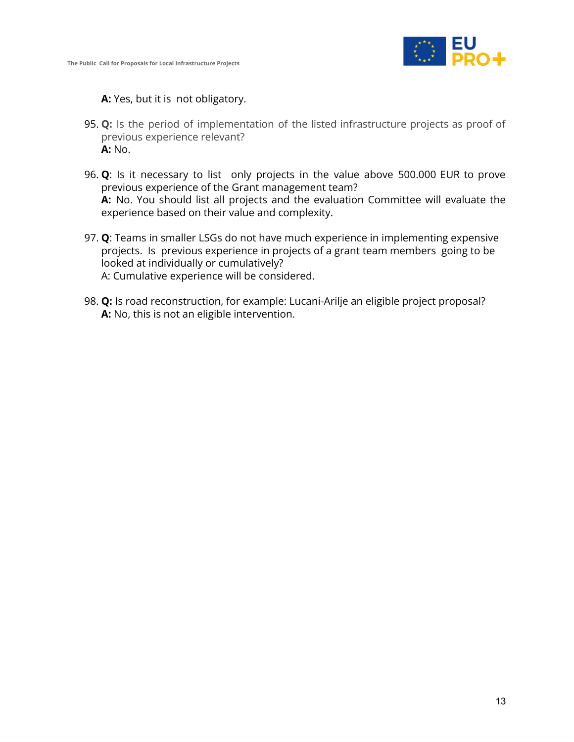**A:** Yes, but it is  not obligatory.

95. **Q:** Is the period of implementation of the listed infrastructure projects as proof of previous experience relevant?
**A:** No.

96. **Q**: Is it necessary to list  only projects in the value above 500.000 EUR to prove previous experience of the Grant management team?
**A:** No. You should list all projects and the evaluation Committee will evaluate the experience based on their value and complexity.

97. **Q**: Teams in smaller LSGs do not have much experience in implementing expensive projects.  Is  previous experience in projects of a grant team members  going to be looked at individually or cumulatively?
A: Cumulative experience will be considered.

98. **Q:** Is road reconstruction, for example: Lucani-Arilje an eligible project proposal?
**A:** No, this is not an eligible intervention.